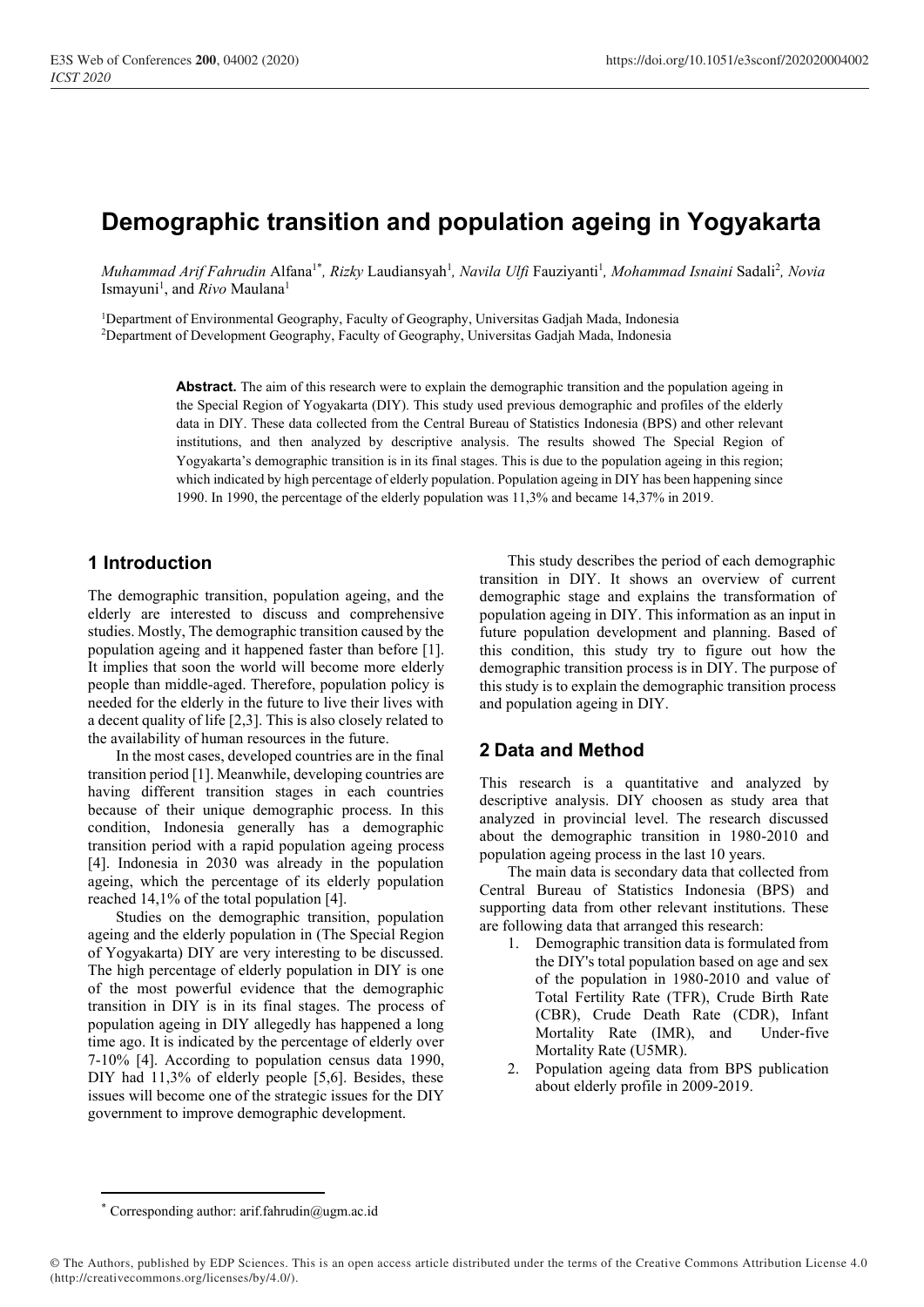# Demographic transition and population ageing in Yogyakarta

*Muhammad Arif Fahrudin* Alfana[1*], *Rizky* Laudiansyah[1], *Navila Ulfi* Fauziyanti[1], *Mohammad Isnaini* Sadali[2], *Novia* Ismayuni[1], and *Rivo* Maulana[1]

[1]Department of Environmental Geography, Faculty of Geography, Universitas Gadjah Mada, Indonesia
[2]Department of Development Geography, Faculty of Geography, Universitas Gadjah Mada, Indonesia

**Abstract.** The aim of this research were to explain the demographic transition and the population ageing in the Special Region of Yogyakarta (DIY). This study used previous demographic and profiles of the elderly data in DIY. These data collected from the Central Bureau of Statistics Indonesia (BPS) and other relevant institutions, and then analyzed by descriptive analysis. The results showed The Special Region of Yogyakarta's demographic transition is in its final stages. This is due to the population ageing in this region; which indicated by high percentage of elderly population. Population ageing in DIY has been happening since 1990. In 1990, the percentage of the elderly population was 11,3% and became 14,37% in 2019.

## 1 Introduction

The demographic transition, population ageing, and the elderly are interested to discuss and comprehensive studies. Mostly, The demographic transition caused by the population ageing and it happened faster than before [1]. It implies that soon the world will become more elderly people than middle-aged. Therefore, population policy is needed for the elderly in the future to live their lives with a decent quality of life [2,3]. This is also closely related to the availability of human resources in the future.

In the most cases, developed countries are in the final transition period [1]. Meanwhile, developing countries are having different transition stages in each countries because of their unique demographic process. In this condition, Indonesia generally has a demographic transition period with a rapid population ageing process [4]. Indonesia in 2030 was already in the population ageing, which the percentage of its elderly population reached 14,1% of the total population [4].

Studies on the demographic transition, population ageing and the elderly population in (The Special Region of Yogyakarta) DIY are very interesting to be discussed. The high percentage of elderly population in DIY is one of the most powerful evidence that the demographic transition in DIY is in its final stages. The process of population ageing in DIY allegedly has happened a long time ago. It is indicated by the percentage of elderly over 7-10% [4]. According to population census data 1990, DIY had 11,3% of elderly people [5,6]. Besides, these issues will become one of the strategic issues for the DIY government to improve demographic development.

This study describes the period of each demographic transition in DIY. It shows an overview of current demographic stage and explains the transformation of population ageing in DIY. This information as an input in future population development and planning. Based of this condition, this study try to figure out how the demographic transition process is in DIY. The purpose of this study is to explain the demographic transition process and population ageing in DIY.

## 2 Data and Method

This research is a quantitative and analyzed by descriptive analysis. DIY choosen as study area that analyzed in provincial level. The research discussed about the demographic transition in 1980-2010 and population ageing process in the last 10 years.

The main data is secondary data that collected from Central Bureau of Statistics Indonesia (BPS) and supporting data from other relevant institutions. These are following data that arranged this research:

1. Demographic transition data is formulated from the DIY's total population based on age and sex of the population in 1980-2010 and value of Total Fertility Rate (TFR), Crude Birth Rate (CBR), Crude Death Rate (CDR), Infant Mortality Rate (IMR), and Under-five Mortality Rate (U5MR).
2. Population ageing data from BPS publication about elderly profile in 2009-2019.

[*] Corresponding author: arif.fahrudin@ugm.ac.id

© The Authors, published by EDP Sciences. This is an open access article distributed under the terms of the Creative Commons Attribution License 4.0 (http://creativecommons.org/licenses/by/4.0/).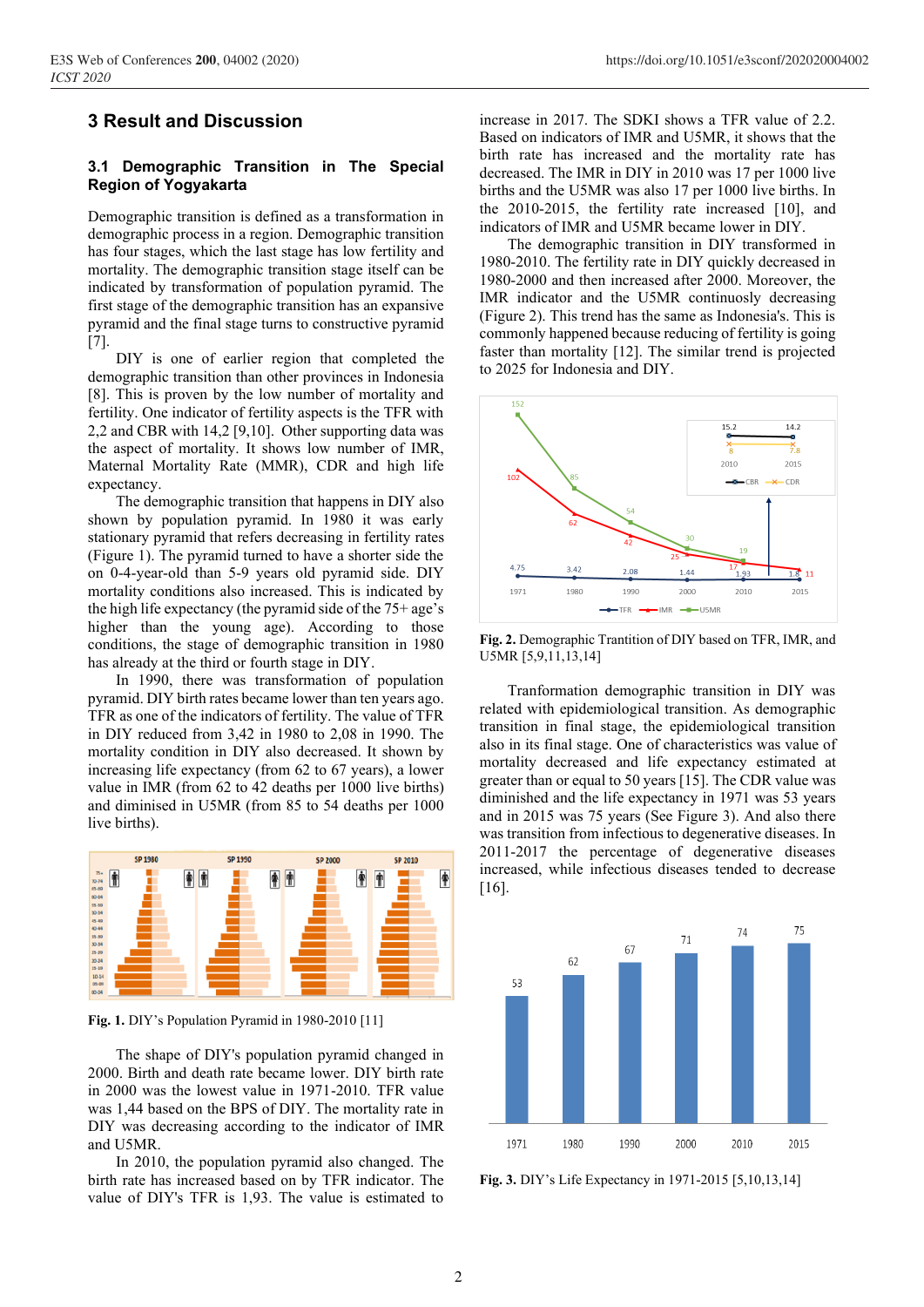## 3 Result and Discussion

### 3.1 Demographic Transition in The Special Region of Yogyakarta

Demographic transition is defined as a transformation in demographic process in a region. Demographic transition has four stages, which the last stage has low fertility and mortality. The demographic transition stage itself can be indicated by transformation of population pyramid. The first stage of the demographic transition has an expansive pyramid and the final stage turns to constructive pyramid [7].

DIY is one of earlier region that completed the demographic transition than other provinces in Indonesia [8]. This is proven by the low number of mortality and fertility. One indicator of fertility aspects is the TFR with 2,2 and CBR with 14,2 [9,10]. Other supporting data was the aspect of mortality. It shows low number of IMR, Maternal Mortality Rate (MMR), CDR and high life expectancy.

The demographic transition that happens in DIY also shown by population pyramid. In 1980 it was early stationary pyramid that refers decreasing in fertility rates (Figure 1). The pyramid turned to have a shorter side the on 0-4-year-old than 5-9 years old pyramid side. DIY mortality conditions also increased. This is indicated by the high life expectancy (the pyramid side of the 75+ age's higher than the young age). According to those conditions, the stage of demographic transition in 1980 has already at the third or fourth stage in DIY.

In 1990, there was transformation of population pyramid. DIY birth rates became lower than ten years ago. TFR as one of the indicators of fertility. The value of TFR in DIY reduced from 3,42 in 1980 to 2,08 in 1990. The mortality condition in DIY also decreased. It shown by increasing life expectancy (from 62 to 67 years), a lower value in IMR (from 62 to 42 deaths per 1000 live births) and diminished in U5MR (from 85 to 54 deaths per 1000 live births).

Fig. 1. DIY's Population Pyramid in 1980-2010 [11]

The shape of DIY's population pyramid changed in 2000. Birth and death rate became lower. DIY birth rate in 2000 was the lowest value in 1971-2010. TFR value was 1,44 based on the BPS of DIY. The mortality rate in DIY was decreasing according to the indicator of IMR and U5MR.

In 2010, the population pyramid also changed. The birth rate has increased based on by TFR indicator. The value of DIY's TFR is 1,93. The value is estimated to increase in 2017. The SDKI shows a TFR value of 2.2. Based on indicators of IMR and U5MR, it shows that the birth rate has increased and the mortality rate has decreased. The IMR in DIY in 2010 was 17 per 1000 live births and the U5MR was also 17 per 1000 live births. In the 2010-2015, the fertility rate increased [10], and indicators of IMR and U5MR became lower in DIY.

The demographic transition in DIY transformed in 1980-2010. The fertility rate in DIY quickly decreased in 1980-2000 and then increased after 2000. Moreover, the IMR indicator and the U5MR continuosly decreasing (Figure 2). This trend has the same as Indonesia's. This is commonly happened because reducing of fertility is going faster than mortality [12]. The similar trend is projected to 2025 for Indonesia and DIY.

Fig. 2. Demographic Trantition of DIY based on TFR, IMR, and U5MR [5,9,11,13,14]

Tranformation demographic transition in DIY was related with epidemiological transition. As demographic transition in final stage, the epidemiological transition also in its final stage. One of characteristics was value of mortality decreased and life expectancy estimated at greater than or equal to 50 years [15]. The CDR value was diminished and the life expectancy in 1971 was 53 years and in 2015 was 75 years (See Figure 3). And also there was transition from infectious to degenerative diseases. In 2011-2017 the percentage of degenerative diseases increased, while infectious diseases tended to decrease [16].

Fig. 3. DIY's Life Expectancy in 1971-2015 [5,10,13,14]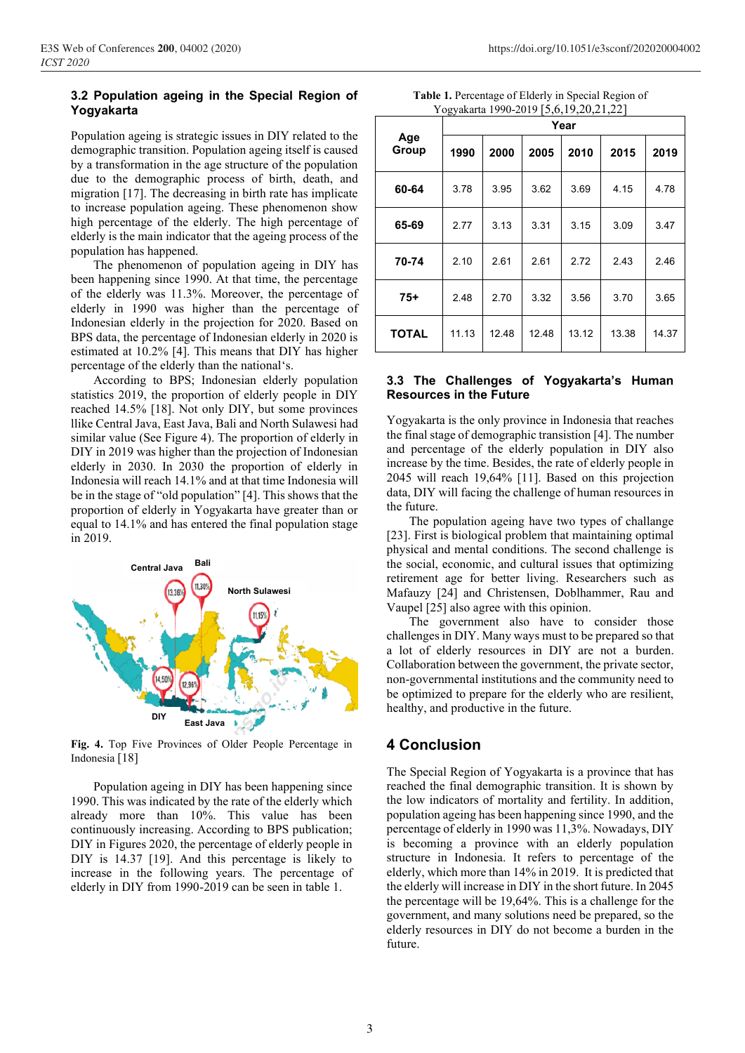### 3.2 Population ageing in the Special Region of Yogyakarta

Population ageing is strategic issues in DIY related to the demographic transition. Population ageing itself is caused by a transformation in the age structure of the population due to the demographic process of birth, death, and migration [17]. The decreasing in birth rate has implicate to increase population ageing. These phenomenon show high percentage of the elderly. The high percentage of elderly is the main indicator that the ageing process of the population has happened.

The phenomenon of population ageing in DIY has been happening since 1990. At that time, the percentage of the elderly was 11.3%. Moreover, the percentage of elderly in 1990 was higher than the percentage of Indonesian elderly in the projection for 2020. Based on BPS data, the percentage of Indonesian elderly in 2020 is estimated at 10.2% [4]. This means that DIY has higher percentage of the elderly than the national's.

According to BPS; Indonesian elderly population statistics 2019, the proportion of elderly people in DIY reached 14.5% [18]. Not only DIY, but some provinces llike Central Java, East Java, Bali and North Sulawesi had similar value (See Figure 4). The proportion of elderly in DIY in 2019 was higher than the projection of Indonesian elderly in 2030. In 2030 the proportion of elderly in Indonesia will reach 14.1% and at that time Indonesia will be in the stage of "old population" [4]. This shows that the proportion of elderly in Yogyakarta have greater than or equal to 14.1% and has entered the final population stage in 2019.

**Fig. 4.** Top Five Provinces of Older People Percentage in Indonesia [18]

Population ageing in DIY has been happening since 1990. This was indicated by the rate of the elderly which already more than 10%. This value has been continuously increasing. According to BPS publication; DIY in Figures 2020, the percentage of elderly people in DIY is 14.37 [19]. And this percentage is likely to increase in the following years. The percentage of elderly in DIY from 1990-2019 can be seen in table 1.

**Table 1.** Percentage of Elderly in Special Region of Yogyakarta 1990-2019 [5,6,19,20,21,22]

| Age Group | Year | | | | | |
|---|---|---|---|---|---|---|
| | 1990 | 2000 | 2005 | 2010 | 2015 | 2019 |
| 60-64 | 3.78 | 3.95 | 3.62 | 3.69 | 4.15 | 4.78 |
| 65-69 | 2.77 | 3.13 | 3.31 | 3.15 | 3.09 | 3.47 |
| 70-74 | 2.10 | 2.61 | 2.61 | 2.72 | 2.43 | 2.46 |
| 75+ | 2.48 | 2.70 | 3.32 | 3.56 | 3.70 | 3.65 |
| TOTAL | 11.13 | 12.48 | 12.48 | 13.12 | 13.38 | 14.37 |

### 3.3 The Challenges of Yogyakarta's Human Resources in the Future

Yogyakarta is the only province in Indonesia that reaches the final stage of demographic transition [4]. The number and percentage of the elderly population in DIY also increase by the time. Besides, the rate of elderly people in 2045 will reach 19,64% [11]. Based on this projection data, DIY will facing the challenge of human resources in the future.

The population ageing have two types of challange [23]. First is biological problem that maintaining optimal physical and mental conditions. The second challenge is the social, economic, and cultural issues that optimizing retirement age for better living. Researchers such as Mafauzy [24] and Christensen, Doblhammer, Rau and Vaupel [25] also agree with this opinion.

The government also have to consider those challenges in DIY. Many ways must to be prepared so that a lot of elderly resources in DIY are not a burden. Collaboration between the government, the private sector, non-governmental institutions and the community need to be optimized to prepare for the elderly who are resilient, healthy, and productive in the future.

## 4 Conclusion

The Special Region of Yogyakarta is a province that has reached the final demographic transition. It is shown by the low indicators of mortality and fertility. In addition, population ageing has been happening since 1990, and the percentage of elderly in 1990 was 11,3%. Nowadays, DIY is becoming a province with an elderly population structure in Indonesia. It refers to percentage of the elderly, which more than 14% in 2019. It is predicted that the elderly will increase in DIY in the short future. In 2045 the percentage will be 19,64%. This is a challenge for the government, and many solutions need be prepared, so the elderly resources in DIY do not become a burden in the future.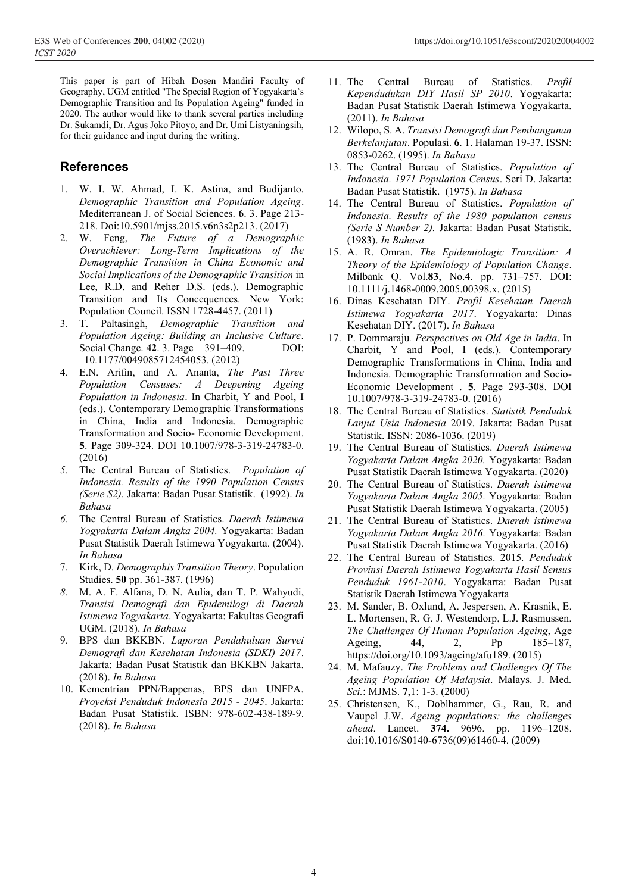This paper is part of Hibah Dosen Mandiri Faculty of Geography, UGM entitled "The Special Region of Yogyakarta's Demographic Transition and Its Population Ageing" funded in 2020. The author would like to thank several parties including Dr. Sukamdi, Dr. Agus Joko Pitoyo, and Dr. Umi Listyaningsih, for their guidance and input during the writing.

## References

1. W. I. W. Ahmad, I. K. Astina, and Budijanto. *Demographic Transition and Population Ageing*. Mediterranean J. of Social Sciences. **6**. 3. Page 213-218. Doi:10.5901/mjss.2015.v6n3s2p213. (2017)
2. W. Feng, *The Future of a Demographic Overachiever: Long-Term Implications of the Demographic Transition in China Economic and Social Implications of the Demographic Transition* in Lee, R.D. and Reher D.S. (eds.). Demographic Transition and Its Concequences. New York: Population Council. ISSN 1728-4457. (2011)
3. T. Paltasingh, *Demographic Transition and Population Ageing: Building an Inclusive Culture*. Social Change. **42**. 3. Page 391–409. DOI: 10.1177/0049085712454053. (2012)
4. E.N. Arifin, and A. Ananta, *The Past Three Population Censuses: A Deepening Ageing Population in Indonesia*. In Charbit, Y and Pool, I (eds.). Contemporary Demographic Transformations in China, India and Indonesia. Demographic Transformation and Socio- Economic Development. **5**. Page 309-324. DOI 10.1007/978-3-319-24783-0. (2016)
5. The Central Bureau of Statistics. *Population of Indonesia. Results of the 1990 Population Census (Serie S2).* Jakarta: Badan Pusat Statistik. (1992). *In Bahasa*
6. The Central Bureau of Statistics. *Daerah Istimewa Yogyakarta Dalam Angka 2004.* Yogyakarta: Badan Pusat Statistik Daerah Istimewa Yogyakarta. (2004). *In Bahasa*
7. Kirk, D. *Demographis Transition Theory*. Population Studies. **50** pp. 361-387. (1996)
8. M. A. F. Alfana, D. N. Aulia, dan T. P. Wahyudi, *Transisi Demografi dan Epidemilogi di Daerah Istimewa Yogyakarta*. Yogyakarta: Fakultas Geografi UGM. (2018). *In Bahasa*
9. BPS dan BKKBN. *Laporan Pendahuluan Survei Demografi dan Kesehatan Indonesia (SDKI) 2017*. Jakarta: Badan Pusat Statistik dan BKKBN Jakarta. (2018). *In Bahasa*
10. Kementrian PPN/Bappenas, BPS dan UNFPA. *Proyeksi Penduduk Indonesia 2015 - 2045*. Jakarta: Badan Pusat Statistik. ISBN: 978-602-438-189-9. (2018). *In Bahasa*
11. The Central Bureau of Statistics. *Profil Kependudukan DIY Hasil SP 2010*. Yogyakarta: Badan Pusat Statistik Daerah Istimewa Yogyakarta. (2011). *In Bahasa*
12. Wilopo, S. A. *Transisi Demografi dan Pembangunan Berkelanjutan*. Populasi. **6**. 1. Halaman 19-37. ISSN: 0853-0262. (1995). *In Bahasa*
13. The Central Bureau of Statistics. *Population of Indonesia. 1971 Population Census*. Seri D. Jakarta: Badan Pusat Statistik. (1975). *In Bahasa*
14. The Central Bureau of Statistics. *Population of Indonesia. Results of the 1980 population census (Serie S Number 2).* Jakarta: Badan Pusat Statistik. (1983). *In Bahasa*
15. A. R. Omran. *The Epidemiologic Transition: A Theory of the Epidemiology of Population Change*. Milbank Q. Vol.**83**, No.4. pp. 731–757. DOI: 10.1111/j.1468-0009.2005.00398.x. (2015)
16. Dinas Kesehatan DIY. *Profil Kesehatan Daerah Istimewa Yogyakarta 2017*. Yogyakarta: Dinas Kesehatan DIY. (2017). *In Bahasa*
17. P. Dommaraju*. Perspectives on Old Age in India*. In Charbit, Y and Pool, I (eds.). Contemporary Demographic Transformations in China, India and Indonesia. Demographic Transformation and Socio-Economic Development . **5**. Page 293-308. DOI 10.1007/978-3-319-24783-0. (2016)
18. The Central Bureau of Statistics. *Statistik Penduduk Lanjut Usia Indonesia* 2019. Jakarta: Badan Pusat Statistik. ISSN: 2086-1036. (2019)
19. The Central Bureau of Statistics. *Daerah Istimewa Yogyakarta Dalam Angka 2020.* Yogyakarta: Badan Pusat Statistik Daerah Istimewa Yogyakarta. (2020)
20. The Central Bureau of Statistics. *Daerah istimewa Yogyakarta Dalam Angka 2005.* Yogyakarta: Badan Pusat Statistik Daerah Istimewa Yogyakarta. (2005)
21. The Central Bureau of Statistics. *Daerah istimewa Yogyakarta Dalam Angka 2016.* Yogyakarta: Badan Pusat Statistik Daerah Istimewa Yogyakarta. (2016)
22. The Central Bureau of Statistics. 2015*. Penduduk Provinsi Daerah Istimewa Yogyakarta Hasil Sensus Penduduk 1961-2010*. Yogyakarta: Badan Pusat Statistik Daerah Istimewa Yogyakarta
23. M. Sander, B. Oxlund, A. Jespersen, A. Krasnik, E. L. Mortensen, R. G. J. Westendorp, L.J. Rasmussen. *The Challenges Of Human Population Ageing*, Age Ageing, **44**, 2, Pp 185–187, https://doi.org/10.1093/ageing/afu189. (2015)
24. M. Mafauzy. *The Problems and Challenges Of The Ageing Population Of Malaysia*. Malays. J. Med*. Sci.*: MJMS. **7**,1: 1-3. (2000)
25. Christensen, K., Doblhammer, G., Rau, R. and Vaupel J.W. *Ageing populations: the challenges ahead*. Lancet. **374.** 9696. pp. 1196–1208. doi:10.1016/S0140-6736(09)61460-4. (2009)